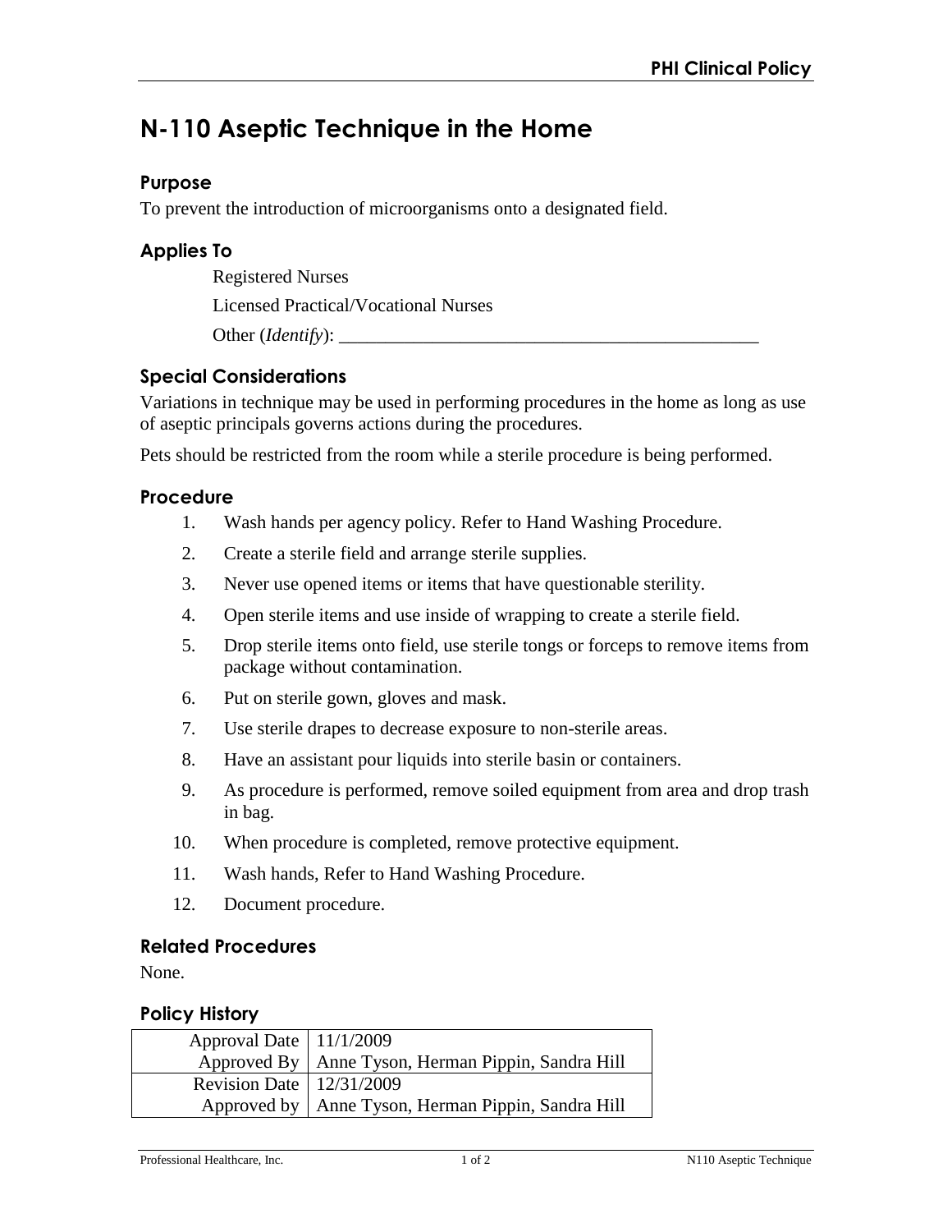# N-110 Aseptic Technique in the Home

## Purpose

To prevent the introduction of microorganisms onto a designated field.

## Applies To

Registered Nurses

Licensed Practical/Vocational Nurses

Other (*Identify*): _______________________________________________

## Special Considerations

Variations in technique may be used in performing procedures in the home as long as use of aseptic principals governs actions during the procedures.

Pets should be restricted from the room while a sterile procedure is being performed.

## Procedure

1. Wash hands per agency policy. Refer to Hand Washing Procedure.
2. Create a sterile field and arrange sterile supplies.
3. Never use opened items or items that have questionable sterility.
4. Open sterile items and use inside of wrapping to create a sterile field.
5. Drop sterile items onto field, use sterile tongs or forceps to remove items from package without contamination.
6. Put on sterile gown, gloves and mask.
7. Use sterile drapes to decrease exposure to non-sterile areas.
8. Have an assistant pour liquids into sterile basin or containers.
9. As procedure is performed, remove soiled equipment from area and drop trash in bag.
10. When procedure is completed, remove protective equipment.
11. Wash hands, Refer to Hand Washing Procedure.
12. Document procedure.

## Related Procedures

None.

## Policy History

| | |
|---|---|
| Approval Date | 11/1/2009 |
| Approved By | Anne Tyson, Herman Pippin, Sandra Hill |
| Revision Date | 12/31/2009 |
| Approved by | Anne Tyson, Herman Pippin, Sandra Hill |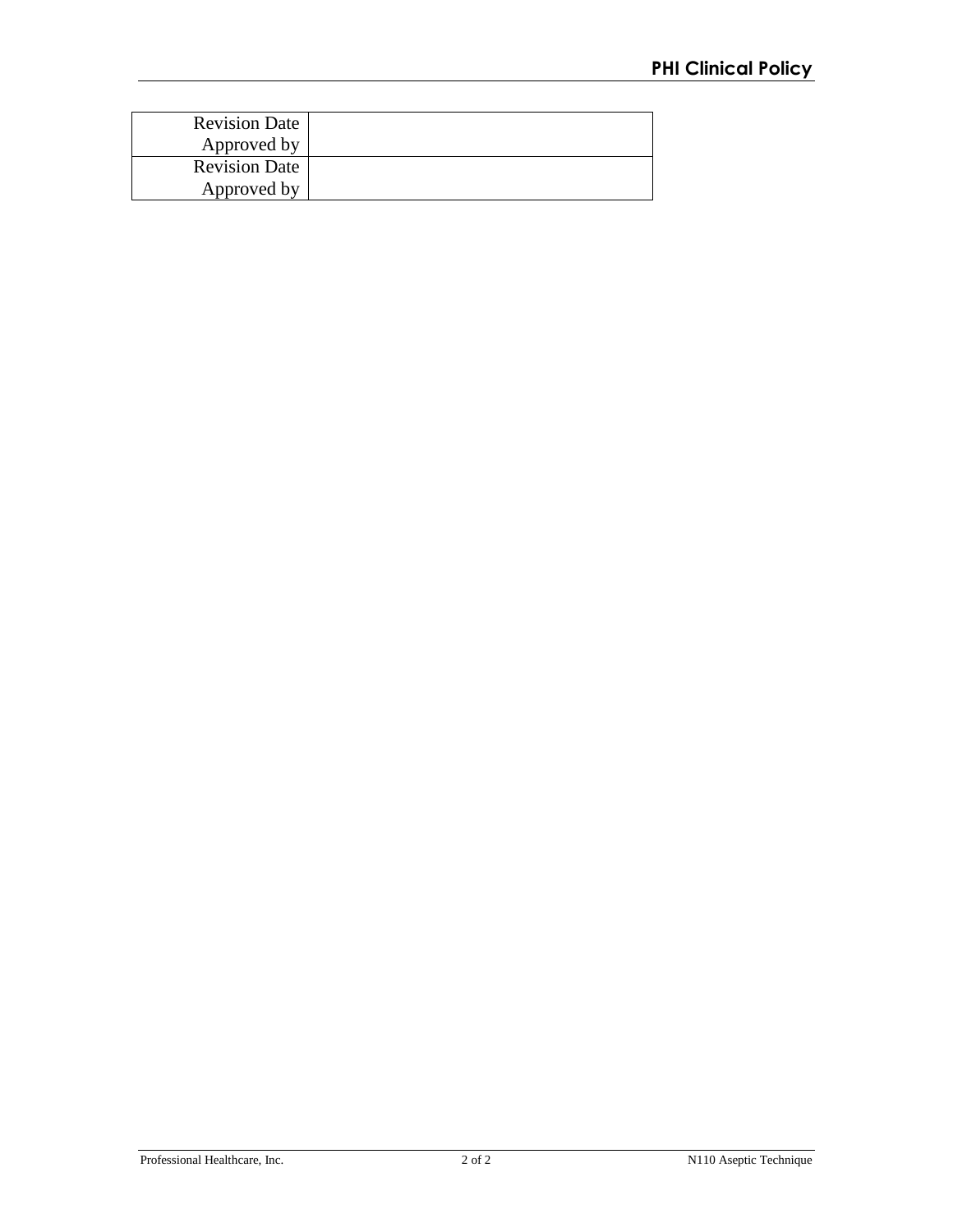| | |
|---|---|
| Revision Date<br>Approved by | |
| Revision Date<br>Approved by | |